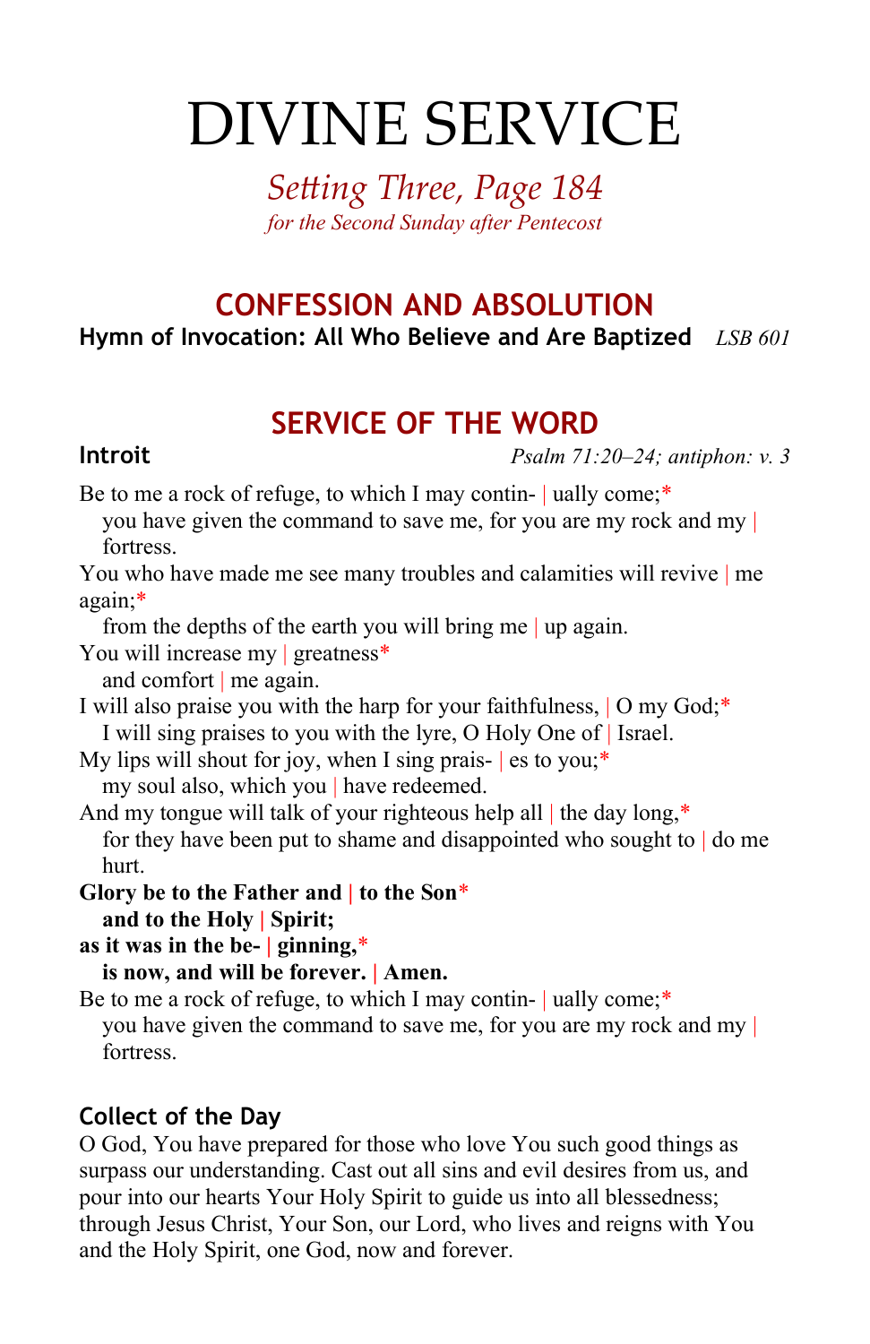# DIVINE SERVICE

*Setting Three, Page 184*
*for the Second Sunday after Pentecost*

## CONFESSION AND ABSOLUTION

**Hymn of Invocation: All Who Believe and Are Baptized** *LSB 601*

## SERVICE OF THE WORD

**Introit** *Psalm 71:20–24; antiphon: v. 3*

Be to me a rock of refuge, to which I may contin- | ually come;*
you have given the command to save me, for you are my rock and my | fortress.
You who have made me see many troubles and calamities will revive | me again;*
from the depths of the earth you will bring me | up again.
You will increase my | greatness*
and comfort | me again.
I will also praise you with the harp for your faithfulness, | O my God;*
I will sing praises to you with the lyre, O Holy One of | Israel.
My lips will shout for joy, when I sing prais- | es to you;*
my soul also, which you | have redeemed.
And my tongue will talk of your righteous help all | the day long,*
for they have been put to shame and disappointed who sought to | do me hurt.
**Glory be to the Father and | to the Son***
**and to the Holy | Spirit;**
**as it was in the be- | ginning,***
**is now, and will be forever. | Amen.**
Be to me a rock of refuge, to which I may contin- | ually come;*
you have given the command to save me, for you are my rock and my | fortress.

**Collect of the Day**

O God, You have prepared for those who love You such good things as surpass our understanding. Cast out all sins and evil desires from us, and pour into our hearts Your Holy Spirit to guide us into all blessedness; through Jesus Christ, Your Son, our Lord, who lives and reigns with You and the Holy Spirit, one God, now and forever.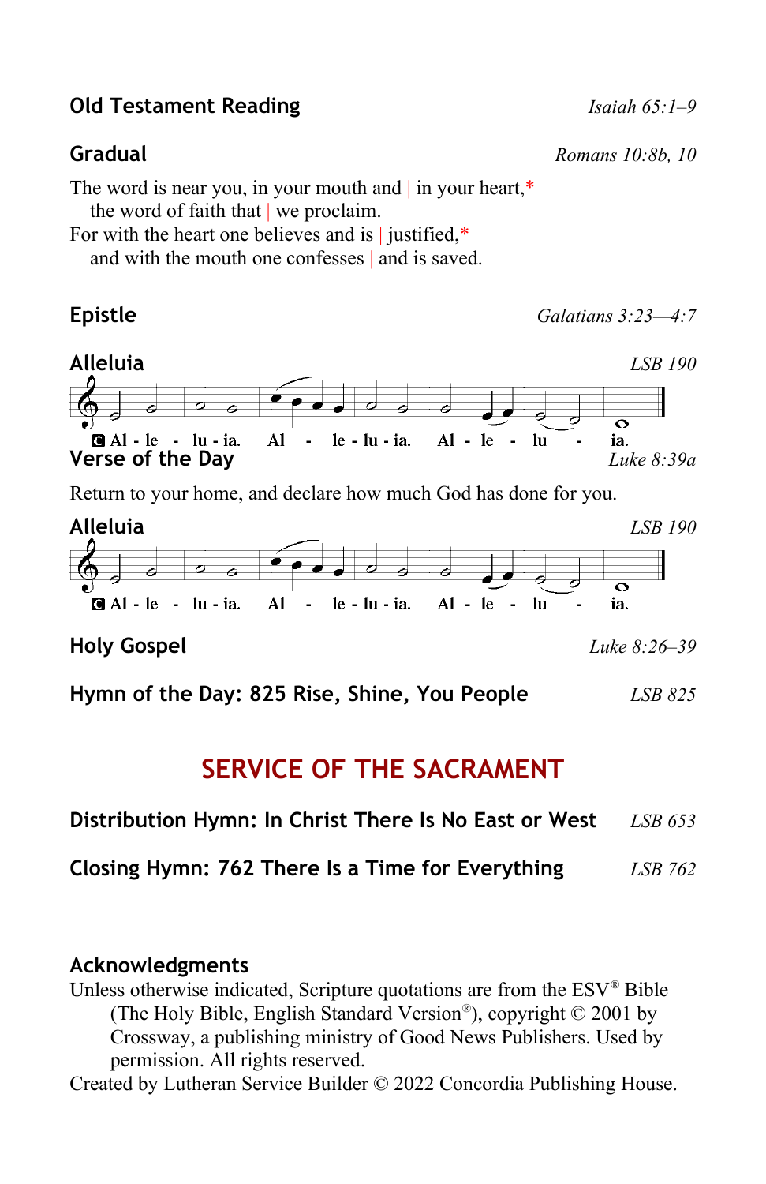**Old Testament Reading** *Isaiah 65:1–9*

**Gradual** *Romans 10:8b, 10*

The word is near you, in your mouth and | in your heart,*
the word of faith that | we proclaim.
For with the heart one believes and is | justified,*
and with the mouth one confesses | and is saved.

**Epistle** *Galatians 3:23—4:7*

**Alleluia** *LSB 190*

C Al - le - lu - ia. Al - le - lu - ia. Al - le - lu - ia.

**Verse of the Day** *Luke 8:39a*

Return to your home, and declare how much God has done for you.

**Alleluia** *LSB 190*

C Al - le - lu - ia. Al - le - lu - ia. Al - le - lu - ia.

**Holy Gospel** *Luke 8:26–39*

**Hymn of the Day: 825 Rise, Shine, You People** *LSB 825*

## SERVICE OF THE SACRAMENT

**Distribution Hymn: In Christ There Is No East or West** *LSB 653*

**Closing Hymn: 762 There Is a Time for Everything** *LSB 762*

### Acknowledgments

Unless otherwise indicated, Scripture quotations are from the ESV® Bible (The Holy Bible, English Standard Version®), copyright © 2001 by Crossway, a publishing ministry of Good News Publishers. Used by permission. All rights reserved.
Created by Lutheran Service Builder © 2022 Concordia Publishing House.